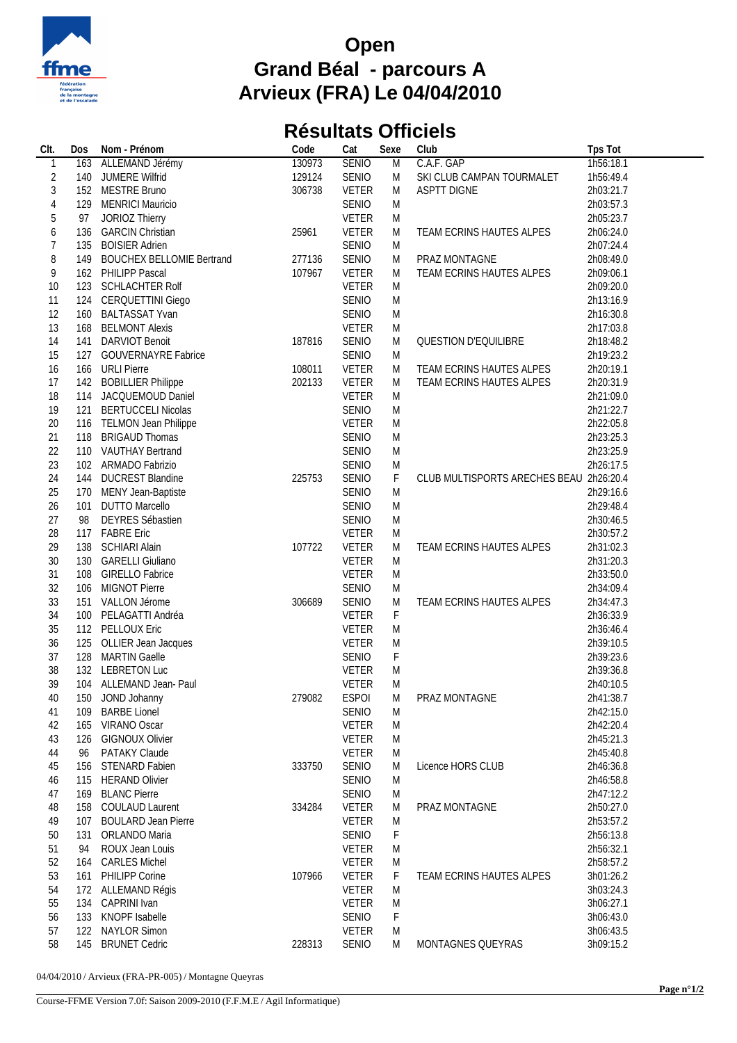# Open
# Grand Béal - parcours A
# Arvieux (FRA) Le 04/04/2010

## Résultats Officiels

| Clt. | Dos | Nom - Prénom | Code | Cat | Sexe | Club | Tps Tot |
|---|---|---|---|---|---|---|---|
| 1 | 163 | ALLEMAND Jérémy | 130973 | SENIO | M | C.A.F. GAP | 1h56:18.1 |
| 2 | 140 | JUMERE Wilfrid | 129124 | SENIO | M | SKI CLUB CAMPAN TOURMALET | 1h56:49.4 |
| 3 | 152 | MESTRE Bruno | 306738 | VETER | M | ASPTT DIGNE | 2h03:21.7 |
| 4 | 129 | MENRICI Mauricio | | SENIO | M | | 2h03:57.3 |
| 5 | 97 | JORIOZ Thierry | | VETER | M | | 2h05:23.7 |
| 6 | 136 | GARCIN Christian | 25961 | VETER | M | TEAM ECRINS HAUTES ALPES | 2h06:24.0 |
| 7 | 135 | BOISIER Adrien | | SENIO | M | | 2h07:24.4 |
| 8 | 149 | BOUCHEX BELLOMIE Bertrand | 277136 | SENIO | M | PRAZ MONTAGNE | 2h08:49.0 |
| 9 | 162 | PHILIPP Pascal | 107967 | VETER | M | TEAM ECRINS HAUTES ALPES | 2h09:06.1 |
| 10 | 123 | SCHLACHTER Rolf | | VETER | M | | 2h09:20.0 |
| 11 | 124 | CERQUETTINI Giego | | SENIO | M | | 2h13:16.9 |
| 12 | 160 | BALTASSAT Yvan | | SENIO | M | | 2h16:30.8 |
| 13 | 168 | BELMONT Alexis | | VETER | M | | 2h17:03.8 |
| 14 | 141 | DARVIOT Benoit | 187816 | SENIO | M | QUESTION D'EQUILIBRE | 2h18:48.2 |
| 15 | 127 | GOUVERNAYRE Fabrice | | SENIO | M | | 2h19:23.2 |
| 16 | 166 | URLI Pierre | 108011 | VETER | M | TEAM ECRINS HAUTES ALPES | 2h20:19.1 |
| 17 | 142 | BOBILLIER Philippe | 202133 | VETER | M | TEAM ECRINS HAUTES ALPES | 2h20:31.9 |
| 18 | 114 | JACQUEMOUD Daniel | | VETER | M | | 2h21:09.0 |
| 19 | 121 | BERTUCCELI Nicolas | | SENIO | M | | 2h21:22.7 |
| 20 | 116 | TELMON Jean Philippe | | VETER | M | | 2h22:05.8 |
| 21 | 118 | BRIGAUD Thomas | | SENIO | M | | 2h23:25.3 |
| 22 | 110 | VAUTHAY Bertrand | | SENIO | M | | 2h23:25.9 |
| 23 | 102 | ARMADO Fabrizio | | SENIO | M | | 2h26:17.5 |
| 24 | 144 | DUCREST Blandine | 225753 | SENIO | F | CLUB MULTISPORTS ARECHES BEAU | 2h26:20.4 |
| 25 | 170 | MENY Jean-Baptiste | | SENIO | M | | 2h29:16.6 |
| 26 | 101 | DUTTO Marcello | | SENIO | M | | 2h29:48.4 |
| 27 | 98 | DEYRES Sébastien | | SENIO | M | | 2h30:46.5 |
| 28 | 117 | FABRE Eric | | VETER | M | | 2h30:57.2 |
| 29 | 138 | SCHIARI Alain | 107722 | VETER | M | TEAM ECRINS HAUTES ALPES | 2h31:02.3 |
| 30 | 130 | GARELLI Giuliano | | VETER | M | | 2h31:20.3 |
| 31 | 108 | GIRELLO Fabrice | | VETER | M | | 2h33:50.0 |
| 32 | 106 | MIGNOT Pierre | | SENIO | M | | 2h34:09.4 |
| 33 | 151 | VALLON Jérome | 306689 | SENIO | M | TEAM ECRINS HAUTES ALPES | 2h34:47.3 |
| 34 | 100 | PELAGATTI Andréa | | VETER | F | | 2h36:33.9 |
| 35 | 112 | PELLOUX Eric | | VETER | M | | 2h36:46.4 |
| 36 | 125 | OLLIER Jean Jacques | | VETER | M | | 2h39:10.5 |
| 37 | 128 | MARTIN Gaelle | | SENIO | F | | 2h39:23.6 |
| 38 | 132 | LEBRETON Luc | | VETER | M | | 2h39:36.8 |
| 39 | 104 | ALLEMAND Jean- Paul | | VETER | M | | 2h40:10.5 |
| 40 | 150 | JOND Johanny | 279082 | ESPOI | M | PRAZ MONTAGNE | 2h41:38.7 |
| 41 | 109 | BARBE Lionel | | SENIO | M | | 2h42:15.0 |
| 42 | 165 | VIRANO Oscar | | VETER | M | | 2h42:20.4 |
| 43 | 126 | GIGNOUX Olivier | | VETER | M | | 2h45:21.3 |
| 44 | 96 | PATAKY Claude | | VETER | M | | 2h45:40.8 |
| 45 | 156 | STENARD Fabien | 333750 | SENIO | M | Licence HORS CLUB | 2h46:36.8 |
| 46 | 115 | HERAND Olivier | | SENIO | M | | 2h46:58.8 |
| 47 | 169 | BLANC Pierre | | SENIO | M | | 2h47:12.2 |
| 48 | 158 | COULAUD Laurent | 334284 | VETER | M | PRAZ MONTAGNE | 2h50:27.0 |
| 49 | 107 | BOULARD Jean Pierre | | VETER | M | | 2h53:57.2 |
| 50 | 131 | ORLANDO Maria | | SENIO | F | | 2h56:13.8 |
| 51 | 94 | ROUX Jean Louis | | VETER | M | | 2h56:32.1 |
| 52 | 164 | CARLES Michel | | VETER | M | | 2h58:57.2 |
| 53 | 161 | PHILIPP Corine | 107966 | VETER | F | TEAM ECRINS HAUTES ALPES | 3h01:26.2 |
| 54 | 172 | ALLEMAND Régis | | VETER | M | | 3h03:24.3 |
| 55 | 134 | CAPRINI Ivan | | VETER | M | | 3h06:27.1 |
| 56 | 133 | KNOPF Isabelle | | SENIO | F | | 3h06:43.0 |
| 57 | 122 | NAYLOR Simon | | VETER | M | | 3h06:43.5 |
| 58 | 145 | BRUNET Cedric | 228313 | SENIO | M | MONTAGNES QUEYRAS | 3h09:15.2 |

04/04/2010 / Arvieux (FRA-PR-005) / Montagne Queyras

Course-FFME Version 7.0f: Saison 2009-2010 (F.F.M.E / Agil Informatique)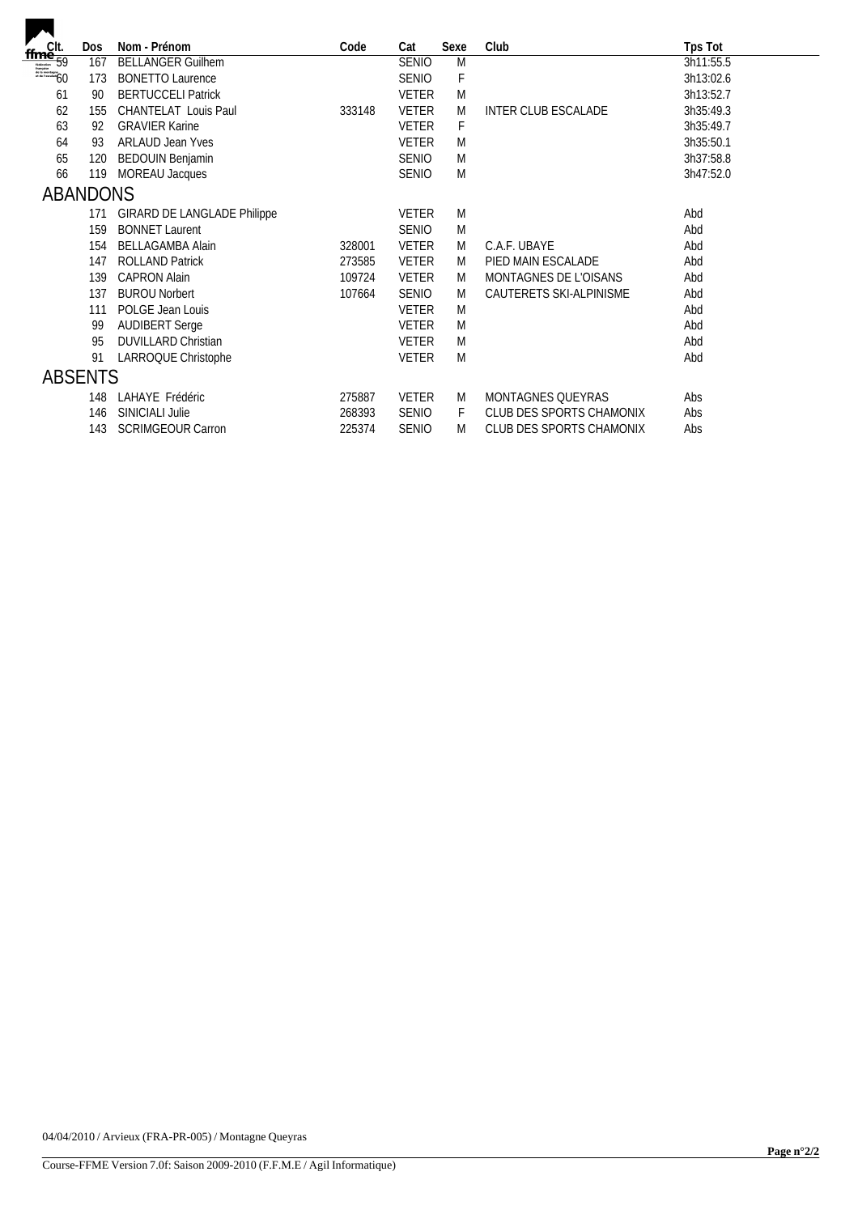| Clt. | Dos | Nom - Prénom | Code | Cat | Sexe | Club | Tps Tot |
|---|---|---|---|---|---|---|---|
| 59 | 167 | BELLANGER Guilhem | | SENIO | M | | 3h11:55.5 |
| 60 | 173 | BONETTO Laurence | | SENIO | F | | 3h13:02.6 |
| 61 | 90 | BERTUCCELI Patrick | | VETER | M | | 3h13:52.7 |
| 62 | 155 | CHANTELAT Louis Paul | 333148 | VETER | M | INTER CLUB ESCALADE | 3h35:49.3 |
| 63 | 92 | GRAVIER Karine | | VETER | F | | 3h35:49.7 |
| 64 | 93 | ARLAUD Jean Yves | | VETER | M | | 3h35:50.1 |
| 65 | 120 | BEDOUIN Benjamin | | SENIO | M | | 3h37:58.8 |
| 66 | 119 | MOREAU Jacques | | SENIO | M | | 3h47:52.0 |
| **ABANDONS** | | | | | | | |
| | 171 | GIRARD DE LANGLADE Philippe | | VETER | M | | Abd |
| | 159 | BONNET Laurent | | SENIO | M | | Abd |
| | 154 | BELLAGAMBA Alain | 328001 | VETER | M | C.A.F. UBAYE | Abd |
| | 147 | ROLLAND Patrick | 273585 | VETER | M | PIED MAIN ESCALADE | Abd |
| | 139 | CAPRON Alain | 109724 | VETER | M | MONTAGNES DE L'OISANS | Abd |
| | 137 | BUROU Norbert | 107664 | SENIO | M | CAUTERETS SKI-ALPINISME | Abd |
| | 111 | POLGE Jean Louis | | VETER | M | | Abd |
| | 99 | AUDIBERT Serge | | VETER | M | | Abd |
| | 95 | DUVILLARD Christian | | VETER | M | | Abd |
| | 91 | LARROQUE Christophe | | VETER | M | | Abd |
| **ABSENTS** | | | | | | | |
| | 148 | LAHAYE Frédéric | 275887 | VETER | M | MONTAGNES QUEYRAS | Abs |
| | 146 | SINICIALI Julie | 268393 | SENIO | F | CLUB DES SPORTS CHAMONIX | Abs |
| | 143 | SCRIMGEOUR Carron | 225374 | SENIO | M | CLUB DES SPORTS CHAMONIX | Abs |

04/04/2010 / Arvieux (FRA-PR-005) / Montagne Queyras

Course-FFME Version 7.0f: Saison 2009-2010 (F.F.M.E / Agil Informatique)